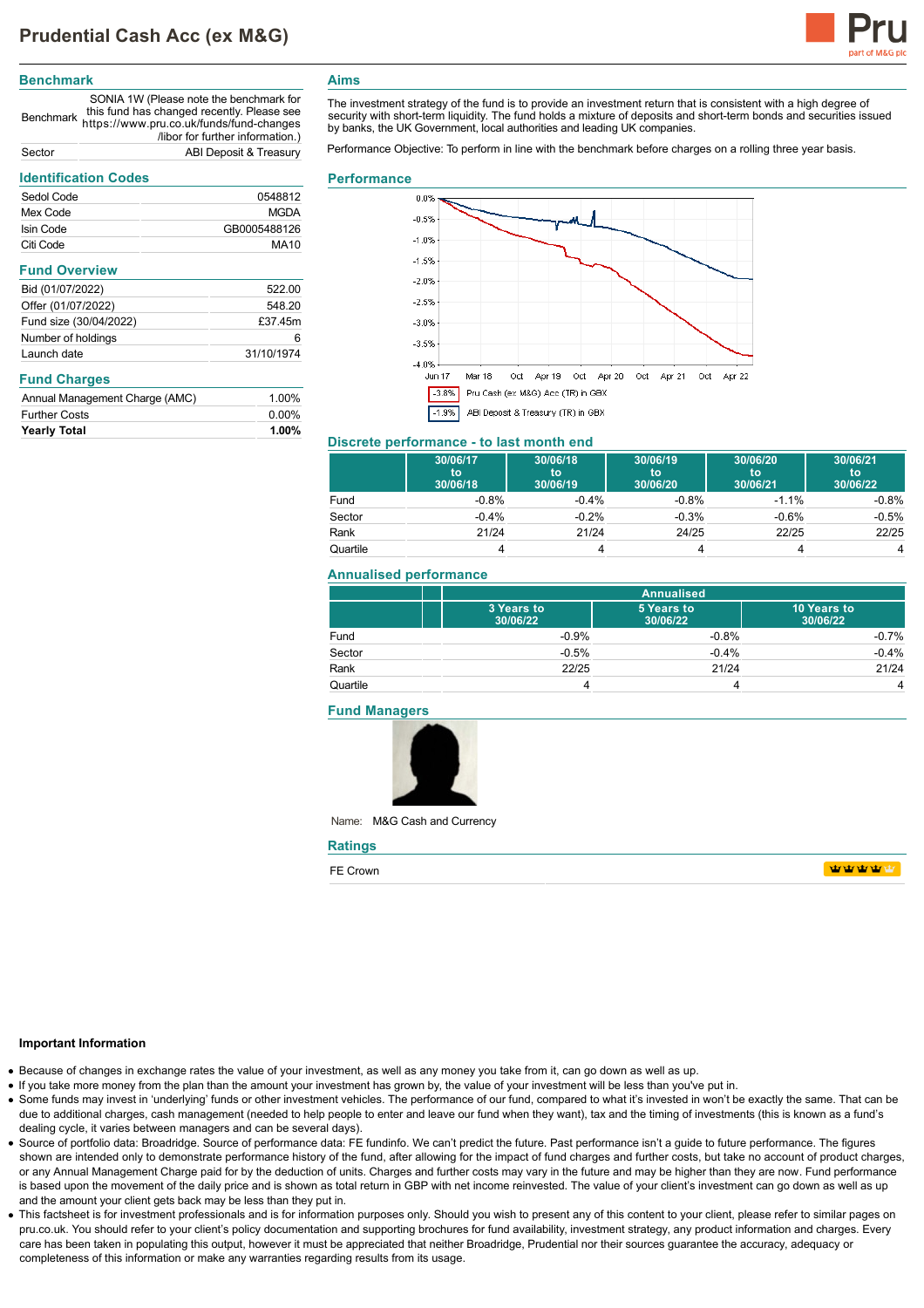# Prudential Cash Acc (ex M&G)

Pru
part of M&G plc

## Benchmark

| | |
|---|---|
| Benchmark | SONIA 1W (Please note the benchmark for this fund has changed recently. Please see https://www.pru.co.uk/funds/fund-changes /libor for further information.) |
| Sector | ABI Deposit & Treasury |

## Identification Codes

| | |
|---|---|
| Sedol Code | 0548812 |
| Mex Code | MGDA |
| Isin Code | GB0005488126 |
| Citi Code | MA10 |

## Fund Overview

| | |
|---|---|
| Bid (01/07/2022) | 522.00 |
| Offer (01/07/2022) | 548.20 |
| Fund size (30/04/2022) | £37.45m |
| Number of holdings | 6 |
| Launch date | 31/10/1974 |

## Fund Charges

| | |
|---|---|
| Annual Management Charge (AMC) | 1.00% |
| Further Costs | 0.00% |
| **Yearly Total** | **1.00%** |

## Aims

The investment strategy of the fund is to provide an investment return that is consistent with a high degree of security with short-term liquidity. The fund holds a mixture of deposits and short-term bonds and securities issued by banks, the UK Government, local authorities and leading UK companies.

Performance Objective: To perform in line with the benchmark before charges on a rolling three year basis.

## Performance

0.0%
-0.5%
-1.0%
-1.5%
-2.0%
-2.5%
-3.0%
-3.5%
-4.0%
Jun 17 Mar 18 Oct Apr 19 Oct Apr 20 Oct Apr 21 Oct Apr 22

-3.8% Pru Cash (ex M&G) Acc (TR) in GBX
-1.9% ABI Depost & Treasury (TR) in GBX

## Discrete performance - to last month end

| | 30/06/17 to 30/06/18 | 30/06/18 to 30/06/19 | 30/06/19 to 30/06/20 | 30/06/20 to 30/06/21 | 30/06/21 to 30/06/22 |
|---|---|---|---|---|---|
| Fund | -0.8% | -0.4% | -0.8% | -1.1% | -0.8% |
| Sector | -0.4% | -0.2% | -0.3% | -0.6% | -0.5% |
| Rank | 21/24 | 21/24 | 24/25 | 22/25 | 22/25 |
| Quartile | 4 | 4 | 4 | 4 | 4 |

## Annualised performance

| | Annualised | | |
|---|---|---|---|
| | 3 Years to 30/06/22 | 5 Years to 30/06/22 | 10 Years to 30/06/22 |
| Fund | -0.9% | -0.8% | -0.7% |
| Sector | -0.5% | -0.4% | -0.4% |
| Rank | 22/25 | 21/24 | 21/24 |
| Quartile | 4 | 4 | 4 |

## Fund Managers

Name: M&G Cash and Currency

## Ratings

| | |
|---|---|
| FE Crown | |

### Important Information

- Because of changes in exchange rates the value of your investment, as well as any money you take from it, can go down as well as up.
- If you take more money from the plan than the amount your investment has grown by, the value of your investment will be less than you've put in.
- Some funds may invest in 'underlying' funds or other investment vehicles. The performance of our fund, compared to what it's invested in won't be exactly the same. That can be due to additional charges, cash management (needed to help people to enter and leave our fund when they want), tax and the timing of investments (this is known as a fund's dealing cycle, it varies between managers and can be several days).
- Source of portfolio data: Broadridge. Source of performance data: FE fundinfo. We can't predict the future. Past performance isn't a guide to future performance. The figures shown are intended only to demonstrate performance history of the fund, after allowing for the impact of fund charges and further costs, but take no account of product charges, or any Annual Management Charge paid for by the deduction of units. Charges and further costs may vary in the future and may be higher than they are now. Fund performance is based upon the movement of the daily price and is shown as total return in GBP with net income reinvested. The value of your client's investment can go down as well as up and the amount your client gets back may be less than they put in.
- This factsheet is for investment professionals and is for information purposes only. Should you wish to present any of this content to your client, please refer to similar pages on pru.co.uk. You should refer to your client's policy documentation and supporting brochures for fund availability, investment strategy, any product information and charges. Every care has been taken in populating this output, however it must be appreciated that neither Broadridge, Prudential nor their sources guarantee the accuracy, adequacy or completeness of this information or make any warranties regarding results from its usage.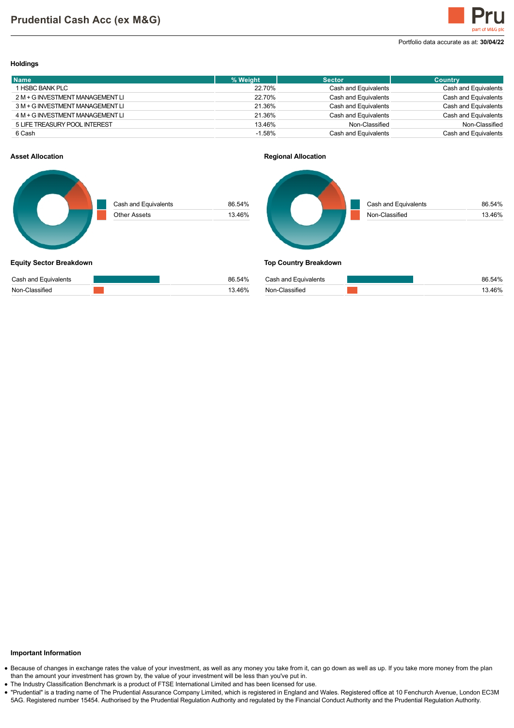# Prudential Cash Acc (ex M&G)

Portfolio data accurate as at: **30/04/22**

## Holdings

| Name | % Weight | Sector | Country |
|---|---|---|---|
| 1 HSBC BANK PLC | 22.70% | Cash and Equivalents | Cash and Equivalents |
| 2 M + G INVESTMENT MANAGEMENT LI | 22.70% | Cash and Equivalents | Cash and Equivalents |
| 3 M + G INVESTMENT MANAGEMENT LI | 21.36% | Cash and Equivalents | Cash and Equivalents |
| 4 M + G INVESTMENT MANAGEMENT LI | 21.36% | Cash and Equivalents | Cash and Equivalents |
| 5 LIFE TREASURY POOL INTEREST | 13.46% | Non-Classified | Non-Classified |
| 6 Cash | -1.58% | Cash and Equivalents | Cash and Equivalents |

## Asset Allocation

Cash and Equivalents 86.54%
Other Assets 13.46%

## Regional Allocation

Cash and Equivalents 86.54%
Non-Classified 13.46%

## Equity Sector Breakdown

Cash and Equivalents 86.54%
Non-Classified 13.46%

## Top Country Breakdown

Cash and Equivalents 86.54%
Non-Classified 13.46%

## Important Information

- Because of changes in exchange rates the value of your investment, as well as any money you take from it, can go down as well as up. If you take more money from the plan than the amount your investment has grown by, the value of your investment will be less than you've put in.
- The Industry Classification Benchmark is a product of FTSE International Limited and has been licensed for use.
- "Prudential" is a trading name of The Prudential Assurance Company Limited, which is registered in England and Wales. Registered office at 10 Fenchurch Avenue, London EC3M 5AG. Registered number 15454. Authorised by the Prudential Regulation Authority and regulated by the Financial Conduct Authority and the Prudential Regulation Authority.